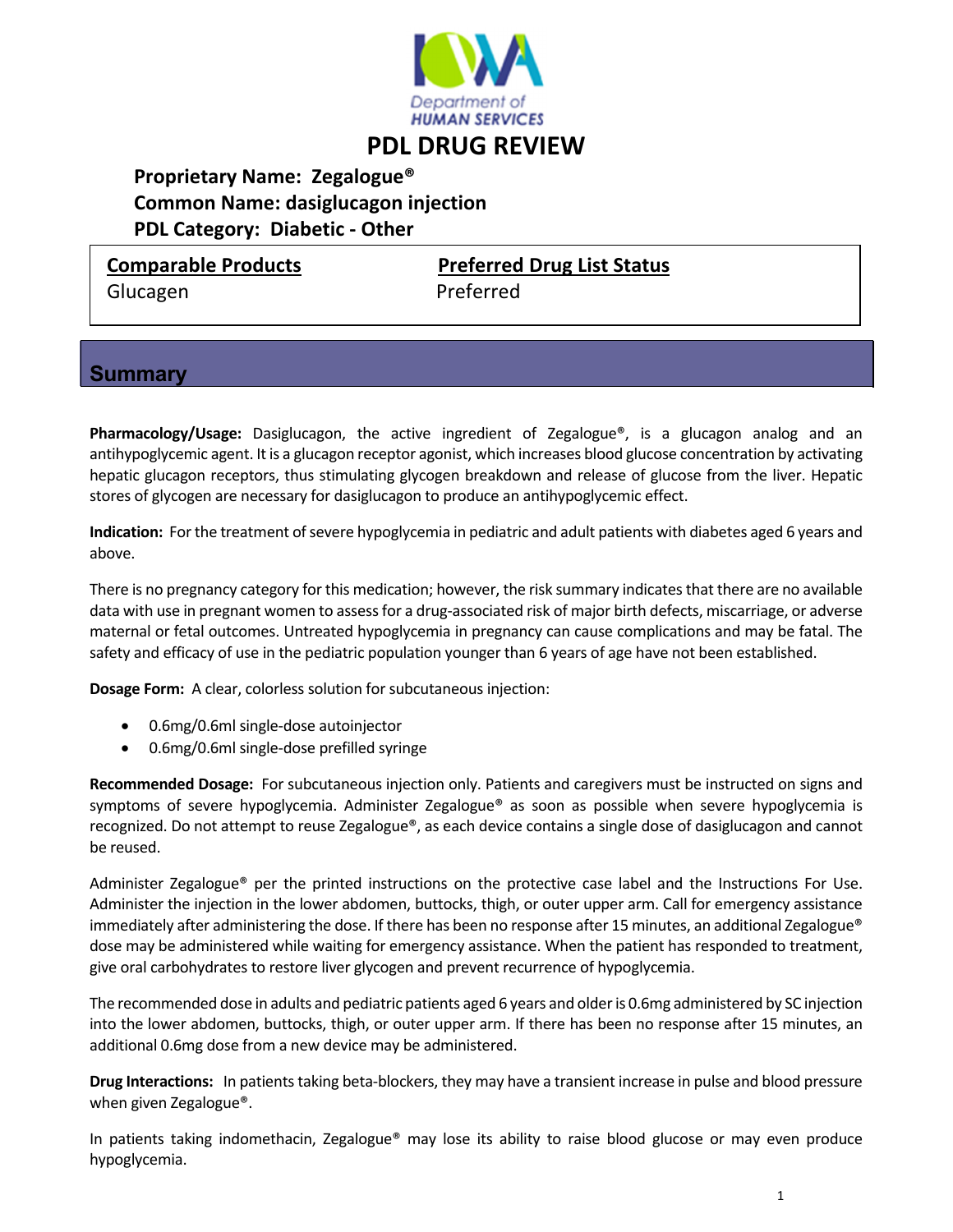Department of HUMAN SERVICES

# PDL DRUG REVIEW

**Proprietary Name: Zegalogue®**
**Common Name: dasiglucagon injection**
**PDL Category: Diabetic - Other**

| **Comparable Products** | **Preferred Drug List Status** |
| --- | --- |
| Glucagen | Preferred |

## Summary

**Pharmacology/Usage:** Dasiglucagon, the active ingredient of Zegalogue®, is a glucagon analog and an antihypoglycemic agent. It is a glucagon receptor agonist, which increases blood glucose concentration by activating hepatic glucagon receptors, thus stimulating glycogen breakdown and release of glucose from the liver. Hepatic stores of glycogen are necessary for dasiglucagon to produce an antihypoglycemic effect.

**Indication:** For the treatment of severe hypoglycemia in pediatric and adult patients with diabetes aged 6 years and above.

There is no pregnancy category for this medication; however, the risk summary indicates that there are no available data with use in pregnant women to assess for a drug-associated risk of major birth defects, miscarriage, or adverse maternal or fetal outcomes. Untreated hypoglycemia in pregnancy can cause complications and may be fatal. The safety and efficacy of use in the pediatric population younger than 6 years of age have not been established.

**Dosage Form:** A clear, colorless solution for subcutaneous injection:

- 0.6mg/0.6ml single-dose autoinjector
- 0.6mg/0.6ml single-dose prefilled syringe

**Recommended Dosage:** For subcutaneous injection only. Patients and caregivers must be instructed on signs and symptoms of severe hypoglycemia. Administer Zegalogue® as soon as possible when severe hypoglycemia is recognized. Do not attempt to reuse Zegalogue®, as each device contains a single dose of dasiglucagon and cannot be reused.

Administer Zegalogue® per the printed instructions on the protective case label and the Instructions For Use. Administer the injection in the lower abdomen, buttocks, thigh, or outer upper arm. Call for emergency assistance immediately after administering the dose. If there has been no response after 15 minutes, an additional Zegalogue® dose may be administered while waiting for emergency assistance. When the patient has responded to treatment, give oral carbohydrates to restore liver glycogen and prevent recurrence of hypoglycemia.

The recommended dose in adults and pediatric patients aged 6 years and older is 0.6mg administered by SC injection into the lower abdomen, buttocks, thigh, or outer upper arm. If there has been no response after 15 minutes, an additional 0.6mg dose from a new device may be administered.

**Drug Interactions:** In patients taking beta-blockers, they may have a transient increase in pulse and blood pressure when given Zegalogue®.

In patients taking indomethacin, Zegalogue® may lose its ability to raise blood glucose or may even produce hypoglycemia.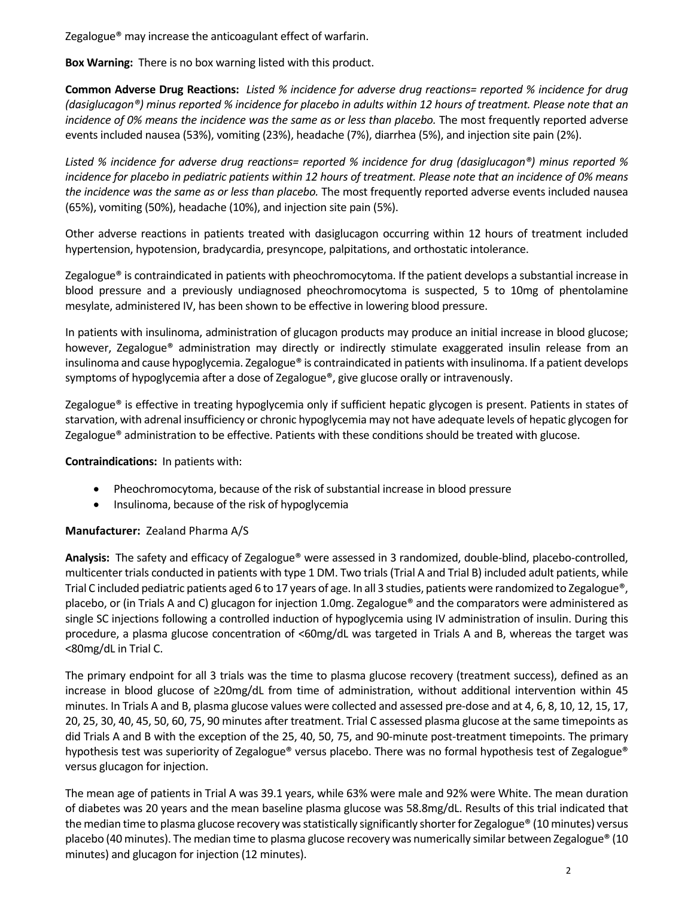Zegalogue® may increase the anticoagulant effect of warfarin.

**Box Warning:** There is no box warning listed with this product.

**Common Adverse Drug Reactions:** *Listed % incidence for adverse drug reactions= reported % incidence for drug (dasiglucagon®) minus reported % incidence for placebo in adults within 12 hours of treatment. Please note that an incidence of 0% means the incidence was the same as or less than placebo.* The most frequently reported adverse events included nausea (53%), vomiting (23%), headache (7%), diarrhea (5%), and injection site pain (2%).

*Listed % incidence for adverse drug reactions= reported % incidence for drug (dasiglucagon®) minus reported % incidence for placebo in pediatric patients within 12 hours of treatment. Please note that an incidence of 0% means the incidence was the same as or less than placebo.* The most frequently reported adverse events included nausea (65%), vomiting (50%), headache (10%), and injection site pain (5%).

Other adverse reactions in patients treated with dasiglucagon occurring within 12 hours of treatment included hypertension, hypotension, bradycardia, presyncope, palpitations, and orthostatic intolerance.

Zegalogue® is contraindicated in patients with pheochromocytoma. If the patient develops a substantial increase in blood pressure and a previously undiagnosed pheochromocytoma is suspected, 5 to 10mg of phentolamine mesylate, administered IV, has been shown to be effective in lowering blood pressure.

In patients with insulinoma, administration of glucagon products may produce an initial increase in blood glucose; however, Zegalogue® administration may directly or indirectly stimulate exaggerated insulin release from an insulinoma and cause hypoglycemia. Zegalogue® is contraindicated in patients with insulinoma. If a patient develops symptoms of hypoglycemia after a dose of Zegalogue®, give glucose orally or intravenously.

Zegalogue® is effective in treating hypoglycemia only if sufficient hepatic glycogen is present. Patients in states of starvation, with adrenal insufficiency or chronic hypoglycemia may not have adequate levels of hepatic glycogen for Zegalogue® administration to be effective. Patients with these conditions should be treated with glucose.

**Contraindications:** In patients with:

- Pheochromocytoma, because of the risk of substantial increase in blood pressure
- Insulinoma, because of the risk of hypoglycemia

**Manufacturer:** Zealand Pharma A/S

**Analysis:** The safety and efficacy of Zegalogue® were assessed in 3 randomized, double-blind, placebo-controlled, multicenter trials conducted in patients with type 1 DM. Two trials (Trial A and Trial B) included adult patients, while Trial C included pediatric patients aged 6 to 17 years of age. In all 3 studies, patients were randomized to Zegalogue®, placebo, or (in Trials A and C) glucagon for injection 1.0mg. Zegalogue® and the comparators were administered as single SC injections following a controlled induction of hypoglycemia using IV administration of insulin. During this procedure, a plasma glucose concentration of <60mg/dL was targeted in Trials A and B, whereas the target was <80mg/dL in Trial C.

The primary endpoint for all 3 trials was the time to plasma glucose recovery (treatment success), defined as an increase in blood glucose of ≥20mg/dL from time of administration, without additional intervention within 45 minutes. In Trials A and B, plasma glucose values were collected and assessed pre-dose and at 4, 6, 8, 10, 12, 15, 17, 20, 25, 30, 40, 45, 50, 60, 75, 90 minutes after treatment. Trial C assessed plasma glucose at the same timepoints as did Trials A and B with the exception of the 25, 40, 50, 75, and 90-minute post-treatment timepoints. The primary hypothesis test was superiority of Zegalogue® versus placebo. There was no formal hypothesis test of Zegalogue® versus glucagon for injection.

The mean age of patients in Trial A was 39.1 years, while 63% were male and 92% were White. The mean duration of diabetes was 20 years and the mean baseline plasma glucose was 58.8mg/dL. Results of this trial indicated that the median time to plasma glucose recovery was statistically significantly shorter for Zegalogue® (10 minutes) versus placebo (40 minutes). The median time to plasma glucose recovery was numerically similar between Zegalogue® (10 minutes) and glucagon for injection (12 minutes).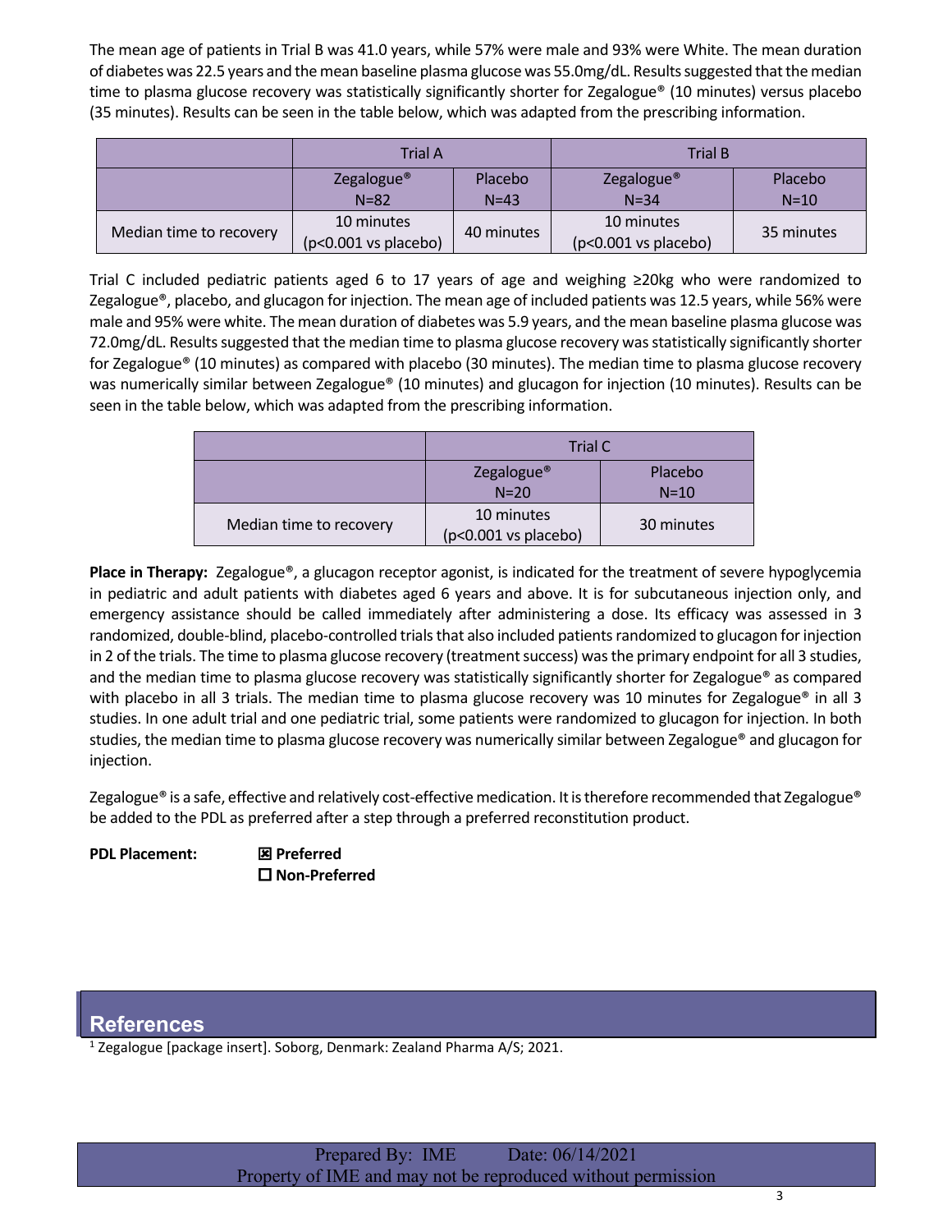The mean age of patients in Trial B was 41.0 years, while 57% were male and 93% were White. The mean duration of diabetes was 22.5 years and the mean baseline plasma glucose was 55.0mg/dL. Results suggested that the median time to plasma glucose recovery was statistically significantly shorter for Zegalogue® (10 minutes) versus placebo (35 minutes). Results can be seen in the table below, which was adapted from the prescribing information.

| | Trial A | | Trial B | |
|---|---|---|---|---|
| | Zegalogue® N=82 | Placebo N=43 | Zegalogue® N=34 | Placebo N=10 |
| Median time to recovery | 10 minutes ($p<0.001$ vs placebo) | 40 minutes | 10 minutes ($p<0.001$ vs placebo) | 35 minutes |

Trial C included pediatric patients aged 6 to 17 years of age and weighing ≥20kg who were randomized to Zegalogue®, placebo, and glucagon for injection. The mean age of included patients was 12.5 years, while 56% were male and 95% were white. The mean duration of diabetes was 5.9 years, and the mean baseline plasma glucose was 72.0mg/dL. Results suggested that the median time to plasma glucose recovery was statistically significantly shorter for Zegalogue® (10 minutes) as compared with placebo (30 minutes). The median time to plasma glucose recovery was numerically similar between Zegalogue® (10 minutes) and glucagon for injection (10 minutes). Results can be seen in the table below, which was adapted from the prescribing information.

| | Trial C | |
|---|---|---|
| | Zegalogue® N=20 | Placebo N=10 |
| Median time to recovery | 10 minutes ($p<0.001$ vs placebo) | 30 minutes |

**Place in Therapy:** Zegalogue®, a glucagon receptor agonist, is indicated for the treatment of severe hypoglycemia in pediatric and adult patients with diabetes aged 6 years and above. It is for subcutaneous injection only, and emergency assistance should be called immediately after administering a dose. Its efficacy was assessed in 3 randomized, double-blind, placebo-controlled trials that also included patients randomized to glucagon for injection in 2 of the trials. The time to plasma glucose recovery (treatment success) was the primary endpoint for all 3 studies, and the median time to plasma glucose recovery was statistically significantly shorter for Zegalogue® as compared with placebo in all 3 trials. The median time to plasma glucose recovery was 10 minutes for Zegalogue® in all 3 studies. In one adult trial and one pediatric trial, some patients were randomized to glucagon for injection. In both studies, the median time to plasma glucose recovery was numerically similar between Zegalogue® and glucagon for injection.

Zegalogue® is a safe, effective and relatively cost-effective medication. It is therefore recommended that Zegalogue® be added to the PDL as preferred after a step through a preferred reconstitution product.

**PDL Placement:** ☒ **Preferred**
☐ **Non-Preferred**

## References

[1] Zegalogue [package insert]. Soborg, Denmark: Zealand Pharma A/S; 2021.

Prepared By: IME Date: 06/14/2021
Property of IME and may not be reproduced without permission